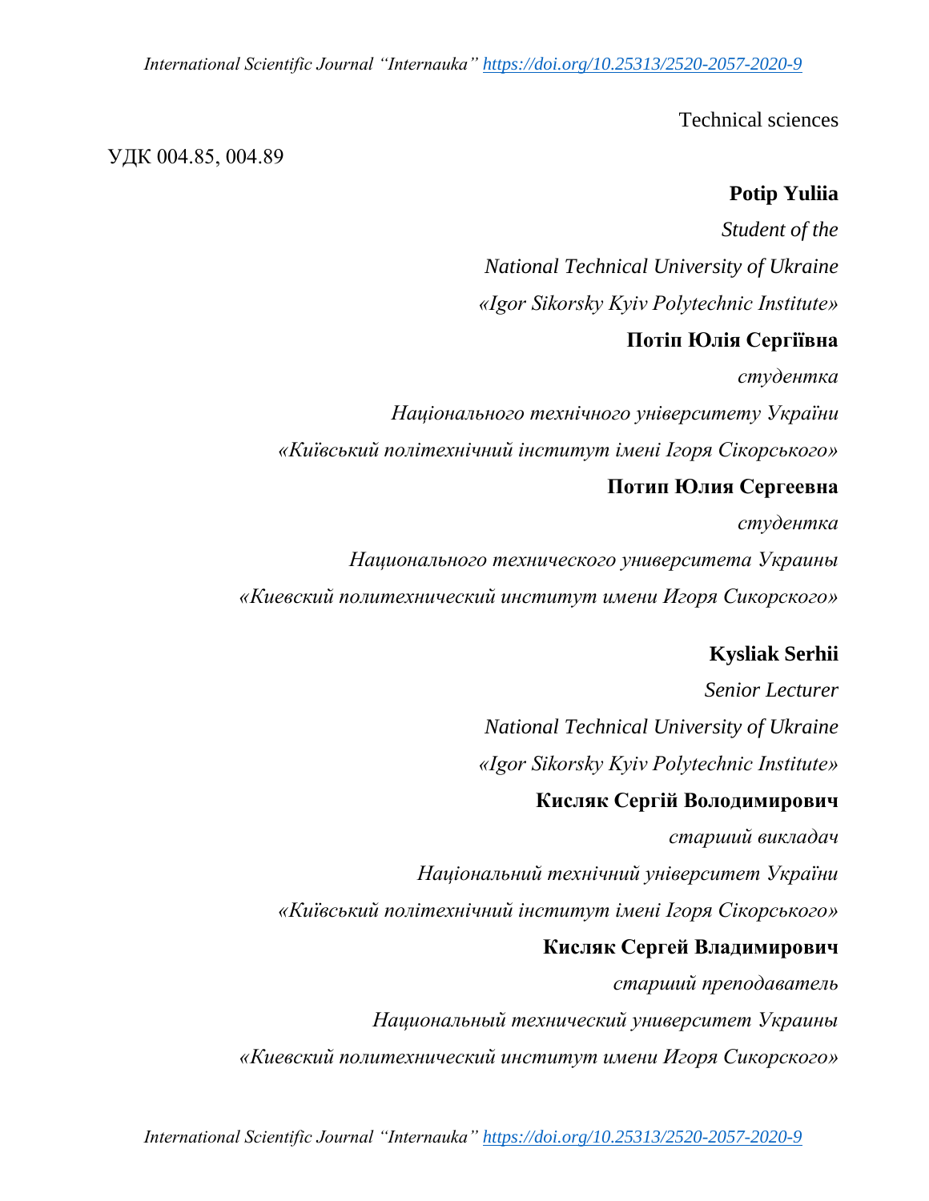Technical sciences

УДК 004.85, 004.89

**Potip Yuliia**

*Student of the*

*National Technical University of Ukraine*

*«Igor Sikorsky Kyiv Polytechnic Institute»*

**Потіп Юлія Сергіївна**

*студентка*

*Національного технічного університету України*

*«Київський політехнічний інститут імені Ігоря Сікорського»*

**Потип Юлия Сергеевна**

*студентка*

*Национального технического университета Украины*

*«Киевский политехнический институт имени Игоря Сикорского»*

**Kysliak Serhii**

*Senior Lecturer*

*National Technical University of Ukraine*

*«Igor Sikorsky Kyiv Polytechnic Institute»*

**Кисляк Сергій Володимирович**

*старший викладач*

*Національний технічний університет України*

*«Київський політехнічний інститут імені Ігоря Сікорського»*

**Кисляк Сергей Владимирович**

*старший преподаватель*

*Национальный технический университет Украины*

*«Киевский политехнический институт имени Игоря Сикорского»*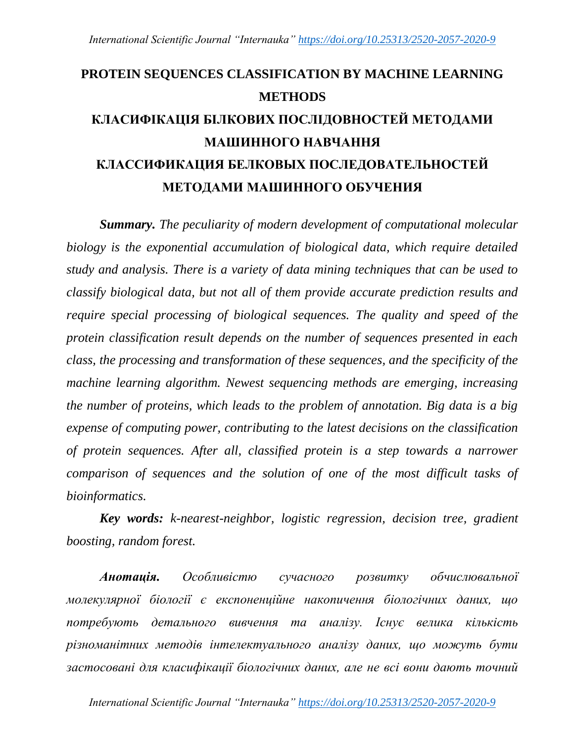# PROTEIN SEQUENCES CLASSIFICATION BY MACHINE LEARNING METHODS

# КЛАСИФІКАЦІЯ БІЛКОВИХ ПОСЛІДОВНОСТЕЙ МЕТОДАМИ МАШИННОГО НАВЧАННЯ

# КЛАССИФИКАЦИЯ БЕЛКОВЫХ ПОСЛЕДОВАТЕЛЬНОСТЕЙ МЕТОДАМИ МАШИННОГО ОБУЧЕНИЯ

***Summary.*** *The peculiarity of modern development of computational molecular biology is the exponential accumulation of biological data, which require detailed study and analysis. There is a variety of data mining techniques that can be used to classify biological data, but not all of them provide accurate prediction results and require special processing of biological sequences. The quality and speed of the protein classification result depends on the number of sequences presented in each class, the processing and transformation of these sequences, and the specificity of the machine learning algorithm. Newest sequencing methods are emerging, increasing the number of proteins, which leads to the problem of annotation. Big data is a big expense of computing power, contributing to the latest decisions on the classification of protein sequences. After all, classified protein is a step towards a narrower comparison of sequences and the solution of one of the most difficult tasks of bioinformatics.*

***Key words:*** *k-nearest-neighbor, logistic regression, decision tree, gradient boosting, random forest.*

***Анотація.*** *Особливістю сучасного розвитку обчислювальної молекулярної біології є експоненційне накопичення біологічних даних, що потребують детального вивчення та аналізу. Існує велика кількість різноманітних методів інтелектуального аналізу даних, що можуть бути застосовані для класифікації біологічних даних, але не всі вони дають точний*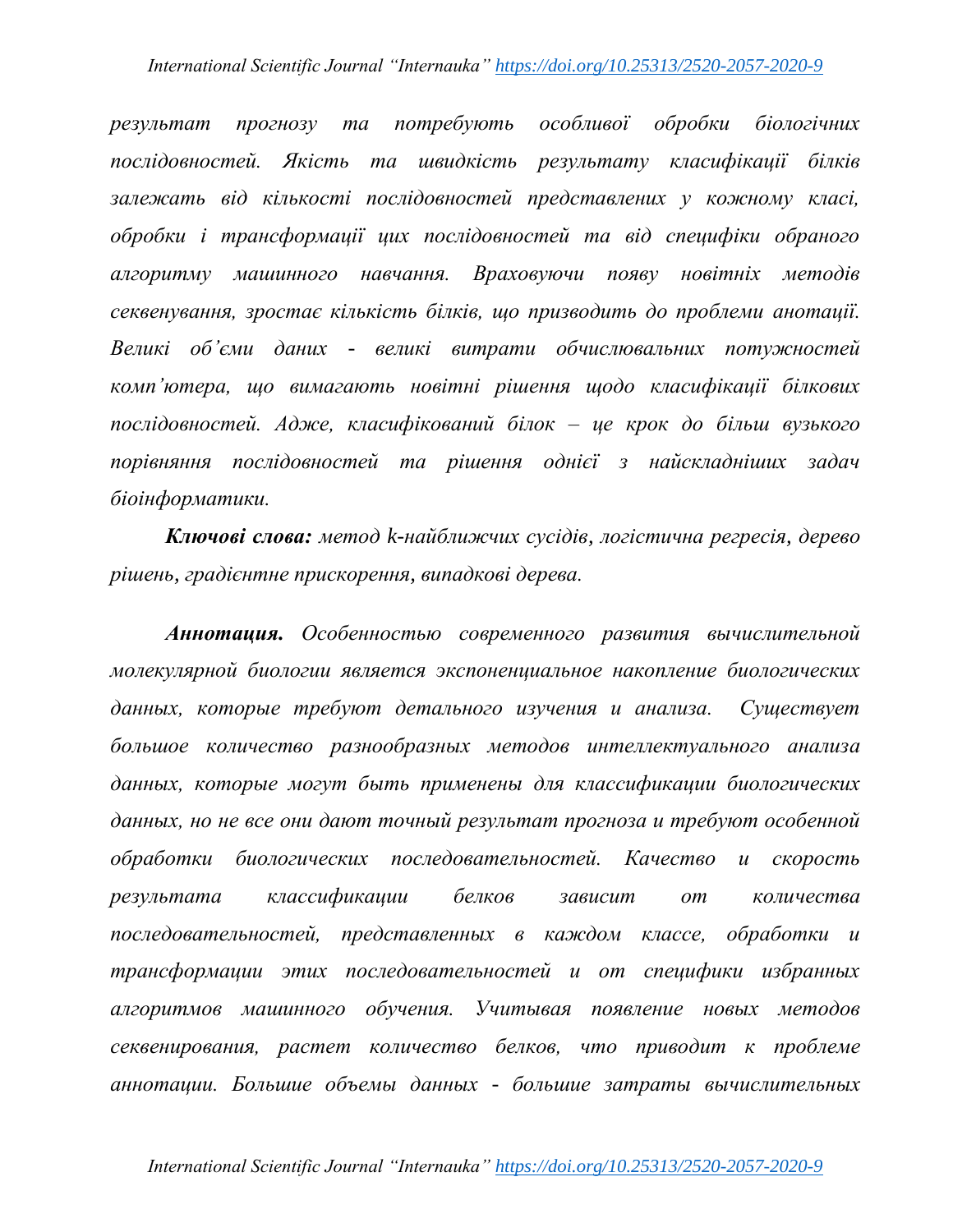*результат прогнозу та потребують особливої обробки біологічних послідовностей. Якість та швидкість результату класифікації білків залежать від кількості послідовностей представлених у кожному класі, обробки і трансформації цих послідовностей та від специфіки обраного алгоритму машинного навчання. Враховуючи появу новітніх методів секвенування, зростає кількість білків, що призводить до проблеми анотації. Великі об'єми даних - великі витрати обчислювальних потужностей комп'ютера, що вимагають новітні рішення щодо класифікації білкових послідовностей. Адже, класифікований білок – це крок до більш вузького порівняння послідовностей та рішення однієї з найскладніших задач біоінформатики.*

***Ключові слова:*** *метод k-найближчих сусідів, логістична регресія, дерево рішень, градієнтне прискорення, випадкові дерева.*

***Аннотация.*** *Особенностью современного развития вычислительной молекулярной биологии является экспоненциальное накопление биологических данных, которые требуют детального изучения и анализа. Существует большое количество разнообразных методов интеллектуального анализа данных, которые могут быть применены для классификации биологических данных, но не все они дают точный результат прогноза и требуют особенной обработки биологических последовательностей. Качество и скорость результата классификации белков зависит от количества последовательностей, представленных в каждом классе, обработки и трансформации этих последовательностей и от специфики избранных алгоритмов машинного обучения. Учитывая появление новых методов секвенирования, растет количество белков, что приводит к проблеме аннотации. Большие объемы данных - большие затраты вычислительных*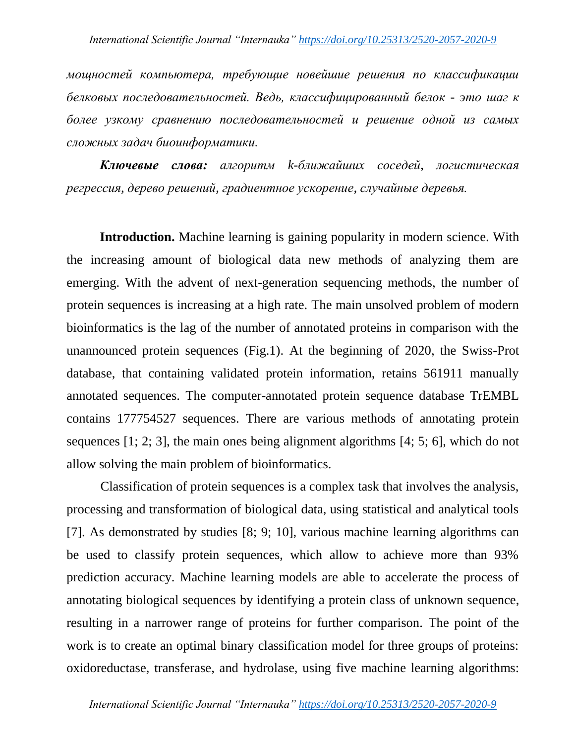*мощностей компьютера, требующие новейшие решения по классификации белковых последовательностей. Ведь, классифицированный белок - это шаг к более узкому сравнению последовательностей и решение одной из самых сложных задач биоинформатики.*

***Ключевые слова:*** *алгоритм k-ближайших соседей, логистическая регрессия, дерево решений, градиентное ускорение, случайные деревья.*

**Introduction.** Machine learning is gaining popularity in modern science. With the increasing amount of biological data new methods of analyzing them are emerging. With the advent of next-generation sequencing methods, the number of protein sequences is increasing at a high rate. The main unsolved problem of modern bioinformatics is the lag of the number of annotated proteins in comparison with the unannounced protein sequences (Fig.1). At the beginning of 2020, the Swiss-Prot database, that containing validated protein information, retains 561911 manually annotated sequences. The computer-annotated protein sequence database TrEMBL contains 177754527 sequences. There are various methods of annotating protein sequences [1; 2; 3], the main ones being alignment algorithms [4; 5; 6], which do not allow solving the main problem of bioinformatics.

Classification of protein sequences is a complex task that involves the analysis, processing and transformation of biological data, using statistical and analytical tools [7]. As demonstrated by studies [8; 9; 10], various machine learning algorithms can be used to classify protein sequences, which allow to achieve more than 93% prediction accuracy. Machine learning models are able to accelerate the process of annotating biological sequences by identifying a protein class of unknown sequence, resulting in a narrower range of proteins for further comparison. The point of the work is to create an optimal binary classification model for three groups of proteins: oxidoreductase, transferase, and hydrolase, using five machine learning algorithms: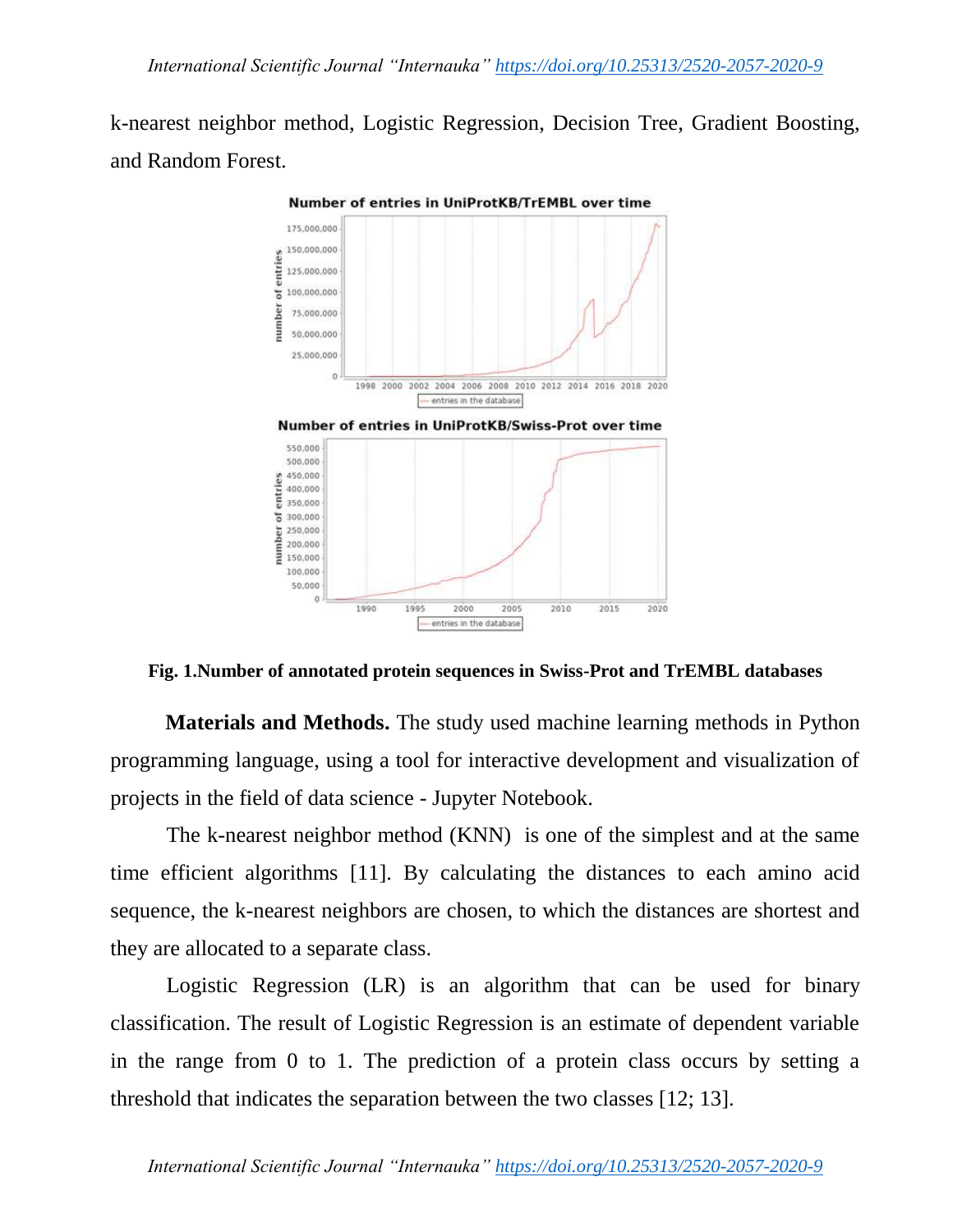k-nearest neighbor method, Logistic Regression, Decision Tree, Gradient Boosting, and Random Forest.

**Fig. 1.Number of annotated protein sequences in Swiss-Prot and TrEMBL databases**

**Materials and Methods.** The study used machine learning methods in Python programming language, using a tool for interactive development and visualization of projects in the field of data science - Jupyter Notebook.

The k-nearest neighbor method (KNN) is one of the simplest and at the same time efficient algorithms [11]. By calculating the distances to each amino acid sequence, the k-nearest neighbors are chosen, to which the distances are shortest and they are allocated to a separate class.

Logistic Regression (LR) is an algorithm that can be used for binary classification. The result of Logistic Regression is an estimate of dependent variable in the range from 0 to 1. The prediction of a protein class occurs by setting a threshold that indicates the separation between the two classes [12; 13].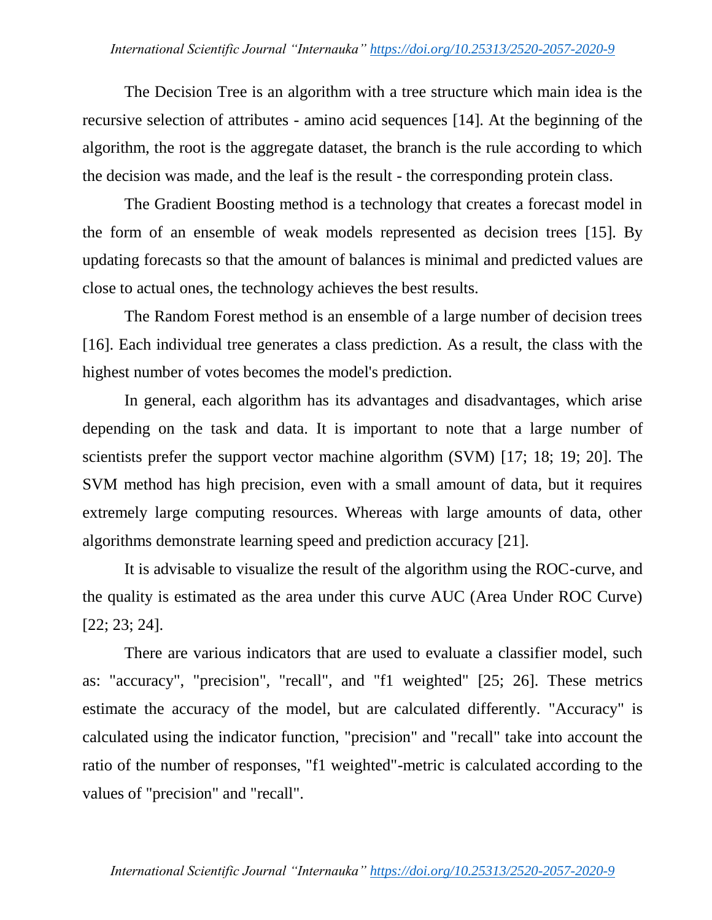The Decision Tree is an algorithm with a tree structure which main idea is the recursive selection of attributes - amino acid sequences [14]. At the beginning of the algorithm, the root is the aggregate dataset, the branch is the rule according to which the decision was made, and the leaf is the result - the corresponding protein class.

The Gradient Boosting method is a technology that creates a forecast model in the form of an ensemble of weak models represented as decision trees [15]. By updating forecasts so that the amount of balances is minimal and predicted values are close to actual ones, the technology achieves the best results.

The Random Forest method is an ensemble of a large number of decision trees [16]. Each individual tree generates a class prediction. As a result, the class with the highest number of votes becomes the model's prediction.

In general, each algorithm has its advantages and disadvantages, which arise depending on the task and data. It is important to note that a large number of scientists prefer the support vector machine algorithm (SVM) [17; 18; 19; 20]. The SVM method has high precision, even with a small amount of data, but it requires extremely large computing resources. Whereas with large amounts of data, other algorithms demonstrate learning speed and prediction accuracy [21].

It is advisable to visualize the result of the algorithm using the ROC-curve, and the quality is estimated as the area under this curve AUC (Area Under ROC Curve) [22; 23; 24].

There are various indicators that are used to evaluate a classifier model, such as: "accuracy", "precision", "recall", and "f1 weighted" [25; 26]. These metrics estimate the accuracy of the model, but are calculated differently. "Accuracy" is calculated using the indicator function, "precision" and "recall" take into account the ratio of the number of responses, "f1 weighted"-metric is calculated according to the values of "precision" and "recall".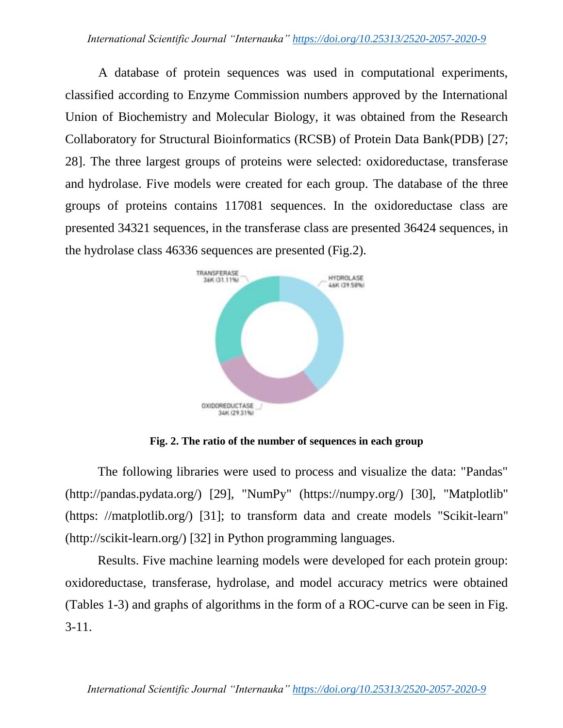A database of protein sequences was used in computational experiments, classified according to Enzyme Commission numbers approved by the International Union of Biochemistry and Molecular Biology, it was obtained from the Research Collaboratory for Structural Bioinformatics (RCSB) of Protein Data Bank(PDB) [27; 28]. The three largest groups of proteins were selected: oxidoreductase, transferase and hydrolase. Five models were created for each group. The database of the three groups of proteins contains 117081 sequences. In the oxidoreductase class are presented 34321 sequences, in the transferase class are presented 36424 sequences, in the hydrolase class 46336 sequences are presented (Fig.2).

TRANSFERASE
36K (31.11%)

HYDROLASE
46K (39.58%)

OXIDOREDUCTASE
34K (29.31%)

**Fig. 2. The ratio of the number of sequences in each group**

The following libraries were used to process and visualize the data: "Pandas" (http://pandas.pydata.org/) [29], "NumPy" (https://numpy.org/) [30], "Matplotlib" (https: //matplotlib.org/) [31]; to transform data and create models "Scikit-learn" (http://scikit-learn.org/) [32] in Python programming languages.

Results. Five machine learning models were developed for each protein group: oxidoreductase, transferase, hydrolase, and model accuracy metrics were obtained (Tables 1-3) and graphs of algorithms in the form of a ROC-curve can be seen in Fig. 3-11.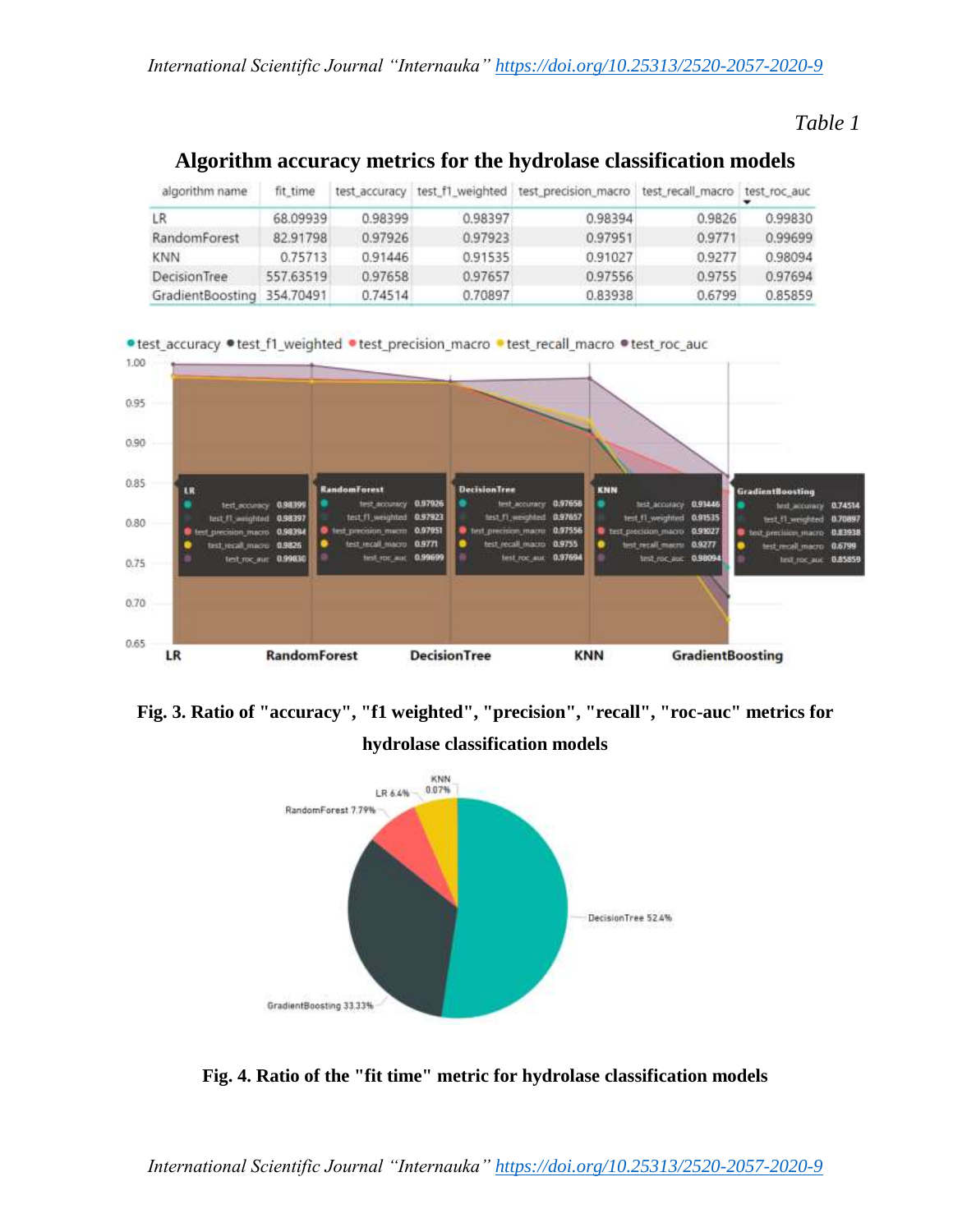*Table 1*

**Algorithm accuracy metrics for the hydrolase classification models**

| algorithm name | fit_time | test_accuracy | test_f1_weighted | test_precision_macro | test_recall_macro | test_roc_auc |
|---|---|---|---|---|---|---|
| LR | 68.09939 | 0.98399 | 0.98397 | 0.98394 | 0.9826 | 0.99830 |
| RandomForest | 82.91798 | 0.97926 | 0.97923 | 0.97951 | 0.9771 | 0.99699 |
| KNN | 0.75713 | 0.91446 | 0.91535 | 0.91027 | 0.9277 | 0.98094 |
| DecisionTree | 557.63519 | 0.97658 | 0.97657 | 0.97556 | 0.9755 | 0.97694 |
| GradientBoosting | 354.70491 | 0.74514 | 0.70897 | 0.83938 | 0.6799 | 0.85859 |

test_accuracy
test_f1_weighted
test_precision_macro
test_recall_macro
test_roc_auc

1.00
0.95
0.90
0.85
0.80
0.75
0.70
0.65

LR
test_accuracy 0.98399
test_f1_weighted 0.98397
test_precision_macro 0.98394
test_recall_macro 0.9826
test_roc_auc 0.99830

RandomForest
test_accuracy 0.97926
test_f1_weighted 0.97923
test_precision_macro 0.97951
test_recall_macro 0.9771
test_roc_auc 0.99699

DecisionTree
test_accuracy 0.97658
test_f1_weighted 0.97657
test_precision_macro 0.97556
test_recall_macro 0.9755
test_roc_auc 0.97694

KNN
test_accuracy 0.91446
test_f1_weighted 0.91535
test_precision_macro 0.91027
test_recall_macro 0.9277
test_roc_auc 0.98094

GradientBoosting
test_accuracy 0.74514
test_f1_weighted 0.70897
test_precision_macro 0.83938
test_recall_macro 0.6799
test_roc_auc 0.85859

LR
RandomForest
DecisionTree
KNN
GradientBoosting

**Fig. 3. Ratio of "accuracy", "f1 weighted", "precision", "recall", "roc-auc" metrics for hydrolase classification models**

KNN 0.07%
LR 6.4%
RandomForest 7.79%
DecisionTree 52.4%
GradientBoosting 33.33%

**Fig. 4. Ratio of the "fit time" metric for hydrolase classification models**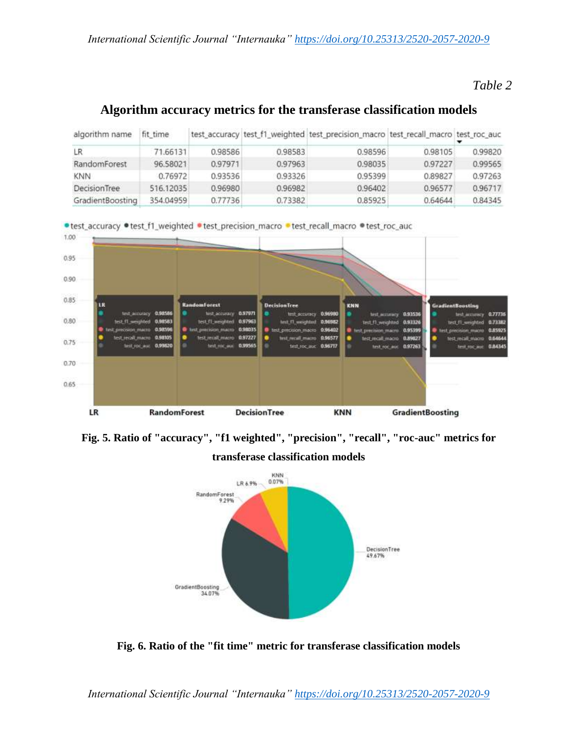*Table 2*

**Algorithm accuracy metrics for the transferase classification models**

| algorithm name | fit_time | test_accuracy | test_f1_weighted | test_precision_macro | test_recall_macro | test_roc_auc |
|---|---|---|---|---|---|---|
| LR | 71.66131 | 0.98586 | 0.98583 | 0.98596 | 0.98105 | 0.99820 |
| RandomForest | 96.58021 | 0.97971 | 0.97963 | 0.98035 | 0.97227 | 0.99565 |
| KNN | 0.76972 | 0.93536 | 0.93326 | 0.95399 | 0.89827 | 0.97263 |
| DecisionTree | 516.12035 | 0.96980 | 0.96982 | 0.96402 | 0.96577 | 0.96717 |
| GradientBoosting | 354.04959 | 0.77736 | 0.73382 | 0.85925 | 0.64644 | 0.84345 |

test_accuracy test_f1_weighted test_precision_macro test_recall_macro test_roc_auc

1.00
0.95
0.90
0.85
0.80
0.75
0.70
0.65

LR: test_accuracy 0.98586, test_f1_weighted 0.98583, test_precision_macro 0.98596, test_recall_macro 0.98105, test_roc_auc 0.99820

RandomForest: test_accuracy 0.97971, test_f1_weighted 0.97963, test_precision_macro 0.98035, test_recall_macro 0.97227, test_roc_auc 0.99565

DecisionTree: test_accuracy 0.96980, test_f1_weighted 0.96982, test_precision_macro 0.96402, test_recall_macro 0.96577, test_roc_auc 0.96717

KNN: test_accuracy 0.93536, test_f1_weighted 0.93326, test_precision_macro 0.95399, test_recall_macro 0.89827, test_roc_auc 0.97263

GradientBoosting: test_accuracy 0.77736, test_f1_weighted 0.73382, test_precision_macro 0.85925, test_recall_macro 0.64644, test_roc_auc 0.84345

LR RandomForest DecisionTree KNN GradientBoosting

**Fig. 5. Ratio of "accuracy", "f1 weighted", "precision", "recall", "roc-auc" metrics for transferase classification models**

KNN 0.07%
LR 6.9%
RandomForest 9.29%
DecisionTree 49.67%
GradientBoosting 34.07%

**Fig. 6. Ratio of the "fit time" metric for transferase classification models**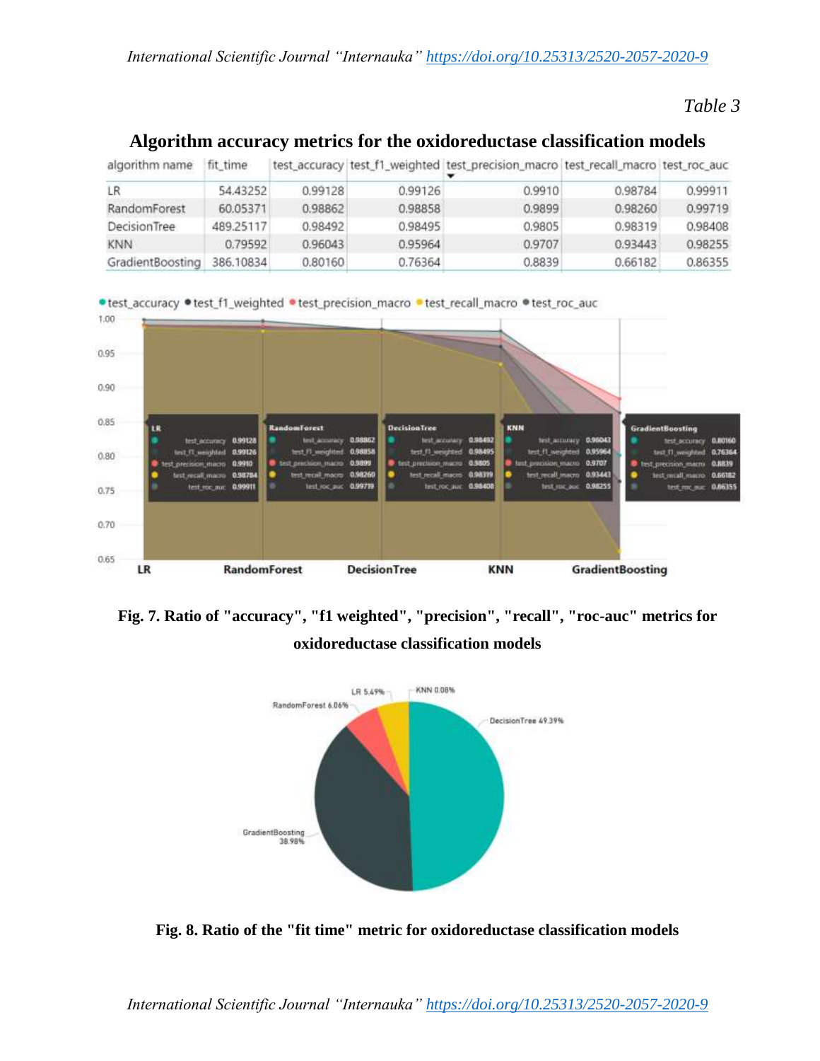*Table 3*

**Algorithm accuracy metrics for the oxidoreductase classification models**

| algorithm name | fit_time | test_accuracy | test_f1_weighted | test_precision_macro | test_recall_macro | test_roc_auc |
|---|---|---|---|---|---|---|
| LR | 54.43252 | 0.99128 | 0.99126 | 0.9910 | 0.98784 | 0.99911 |
| RandomForest | 60.05371 | 0.98862 | 0.98858 | 0.9899 | 0.98260 | 0.99719 |
| DecisionTree | 489.25117 | 0.98492 | 0.98495 | 0.9805 | 0.98319 | 0.98408 |
| KNN | 0.79592 | 0.96043 | 0.95964 | 0.9707 | 0.93443 | 0.98255 |
| GradientBoosting | 386.10834 | 0.80160 | 0.76364 | 0.8839 | 0.66182 | 0.86355 |

test_accuracy test_f1_weighted test_precision_macro test_recall_macro test_roc_auc

1.00
0.95
0.90
0.85
0.80
0.75
0.70
0.65

LR: test_accuracy 0.99128, test_f1_weighted 0.99126, test_precision_macro 0.9910, test_recall_macro 0.98784, test_roc_auc 0.99911

RandomForest: test_accuracy 0.98862, test_f1_weighted 0.98858, test_precision_macro 0.9899, test_recall_macro 0.98260, test_roc_auc 0.99719

DecisionTree: test_accuracy 0.98492, test_f1_weighted 0.98495, test_precision_macro 0.9805, test_recall_macro 0.98319, test_roc_auc 0.98408

KNN: test_accuracy 0.96043, test_f1_weighted 0.95964, test_precision_macro 0.9707, test_recall_macro 0.93443, test_roc_auc 0.98255

GradientBoosting: test_accuracy 0.80160, test_f1_weighted 0.76364, test_precision_macro 0.8839, test_recall_macro 0.66182, test_roc_auc 0.86355

LR RandomForest DecisionTree KNN GradientBoosting

**Fig. 7. Ratio of "accuracy", "f1 weighted", "precision", "recall", "roc-auc" metrics for oxidoreductase classification models**

LR 5.49%
KNN 0.08%
RandomForest 6.06%
DecisionTree 49.39%
GradientBoosting 38.98%

**Fig. 8. Ratio of the "fit time" metric for oxidoreductase classification models**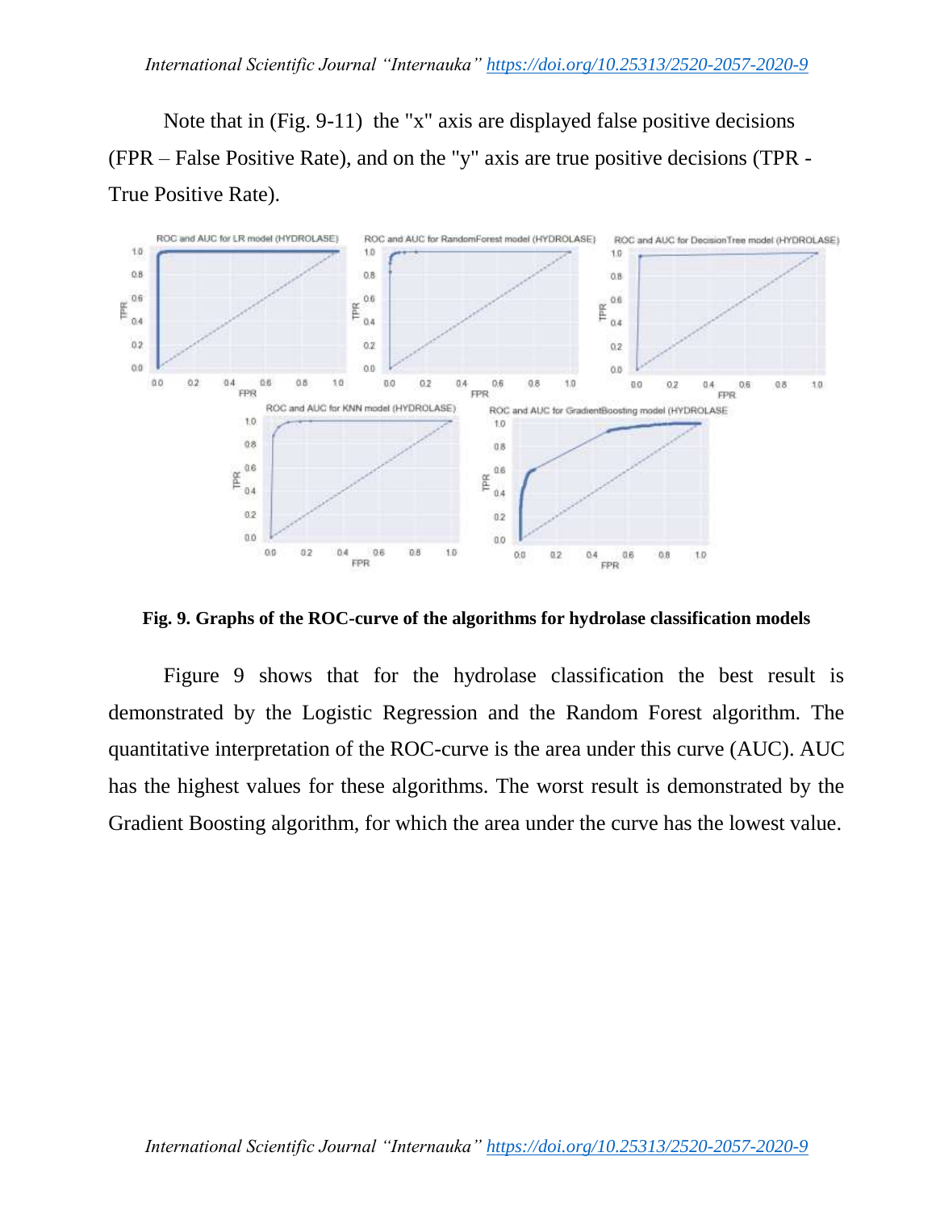Note that in (Fig. 9-11) the "x" axis are displayed false positive decisions (FPR – False Positive Rate), and on the "y" axis are true positive decisions (TPR - True Positive Rate).

ROC and AUC for LR model (HYDROLASE)

ROC and AUC for RandomForest model (HYDROLASE)

ROC and AUC for DecisionTree model (HYDROLASE)

ROC and AUC for KNN model (HYDROLASE)

ROC and AUC for GradientBoosting model (HYDROLASE

TPR

FPR

0.0 0.2 0.4 0.6 0.8 1.0

**Fig. 9. Graphs of the ROC-curve of the algorithms for hydrolase classification models**

Figure 9 shows that for the hydrolase classification the best result is demonstrated by the Logistic Regression and the Random Forest algorithm. The quantitative interpretation of the ROC-curve is the area under this curve (AUC). AUC has the highest values for these algorithms. The worst result is demonstrated by the Gradient Boosting algorithm, for which the area under the curve has the lowest value.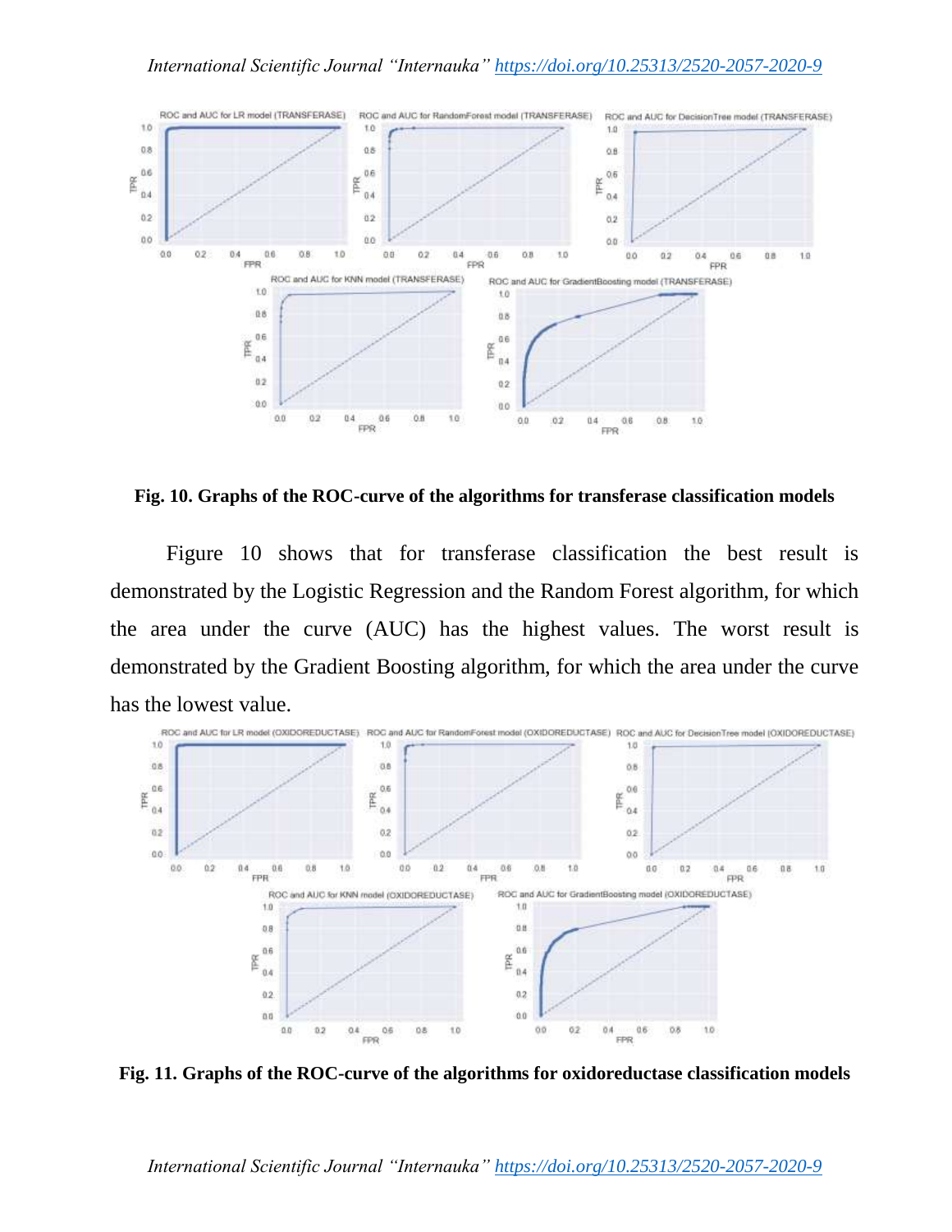ROC and AUC for LR model (TRANSFERASE)

ROC and AUC for RandomForest model (TRANSFERASE)

ROC and AUC for DecisionTree model (TRANSFERASE)

ROC and AUC for KNN model (TRANSFERASE)

ROC and AUC for GradientBoosting model (TRANSFERASE)

TPR

FPR

0.0 0.2 0.4 0.6 0.8 1.0

**Fig. 10. Graphs of the ROC-curve of the algorithms for transferase classification models**

Figure 10 shows that for transferase classification the best result is demonstrated by the Logistic Regression and the Random Forest algorithm, for which the area under the curve (AUC) has the highest values. The worst result is demonstrated by the Gradient Boosting algorithm, for which the area under the curve has the lowest value.

ROC and AUC for LR model (OXIDOREDUCTASE)

ROC and AUC for RandomForest model (OXIDOREDUCTASE)

ROC and AUC for DecisionTree model (OXIDOREDUCTASE)

ROC and AUC for KNN model (OXIDOREDUCTASE)

ROC and AUC for GradientBoosting model (OXIDOREDUCTASE)

TPR

FPR

0.0 0.2 0.4 0.6 0.8 1.0

**Fig. 11. Graphs of the ROC-curve of the algorithms for oxidoreductase classification models**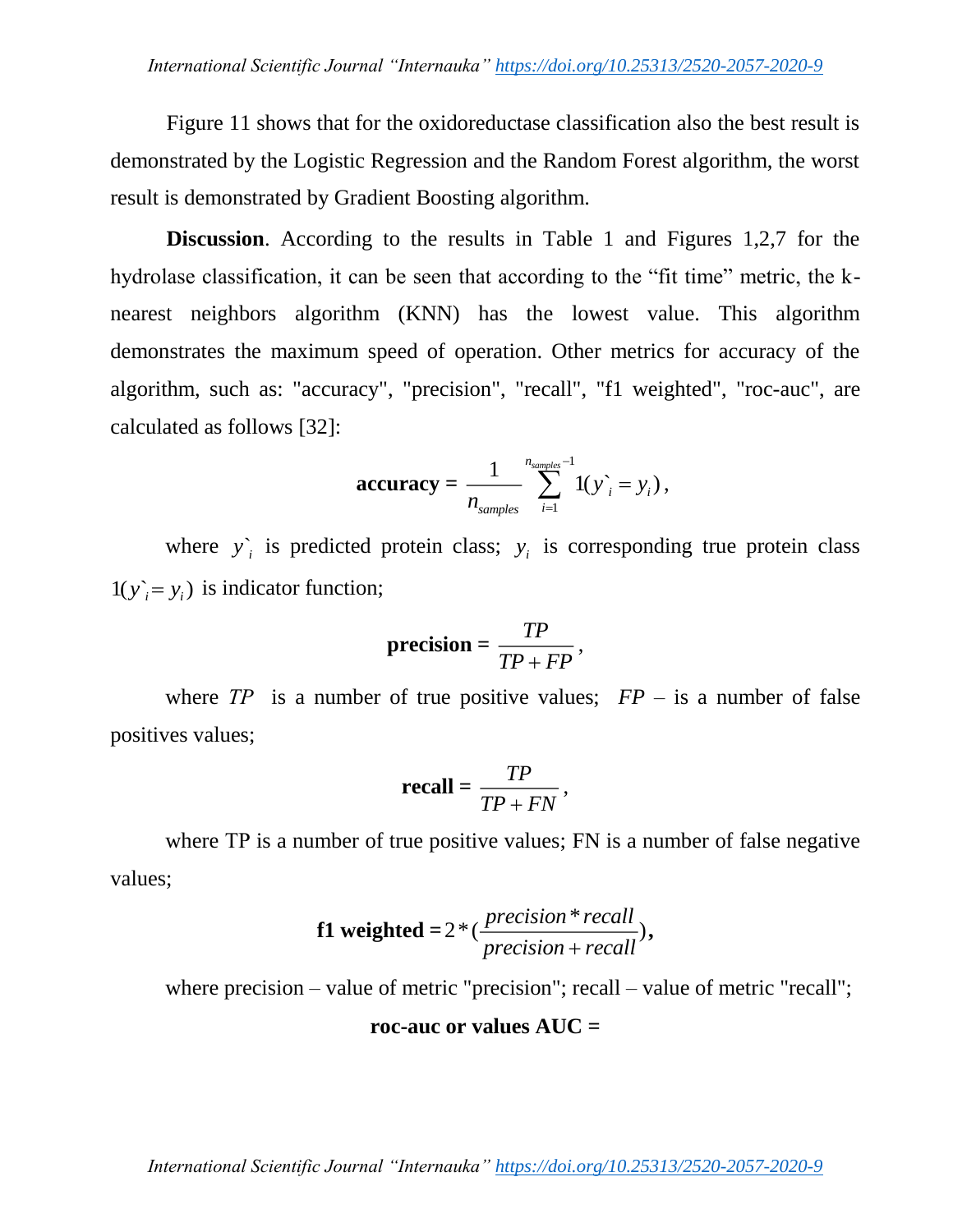Figure 11 shows that for the oxidoreductase classification also the best result is demonstrated by the Logistic Regression and the Random Forest algorithm, the worst result is demonstrated by Gradient Boosting algorithm.

**Discussion**. According to the results in Table 1 and Figures 1,2,7 for the hydrolase classification, it can be seen that according to the “fit time” metric, the k-nearest neighbors algorithm (KNN) has the lowest value. This algorithm demonstrates the maximum speed of operation. Other metrics for accuracy of the algorithm, such as: "accuracy", "precision", "recall", "f1 weighted", "roc-auc", are calculated as follows [32]:

$$\textbf{accuracy} = \frac{1}{n_{samples}} \sum_{i=1}^{n_{samples}-1} 1(y\grave{}_i = y_i),$$

where $y\grave{}_i$ is predicted protein class; $y_i$ is corresponding true protein class $1(y\grave{}_i = y_i)$ is indicator function;

$$\textbf{precision} = \frac{TP}{TP+FP},$$

where $TP$ is a number of true positive values; $FP$ – is a number of false positives values;

$$\textbf{recall} = \frac{TP}{TP+FN},$$

where TP is a number of true positive values; FN is a number of false negative values;

$$\textbf{f1 weighted} = 2*(\frac{precision*recall}{precision+recall}),$$

where precision – value of metric "precision"; recall – value of metric "recall";

**roc-auc or values AUC =**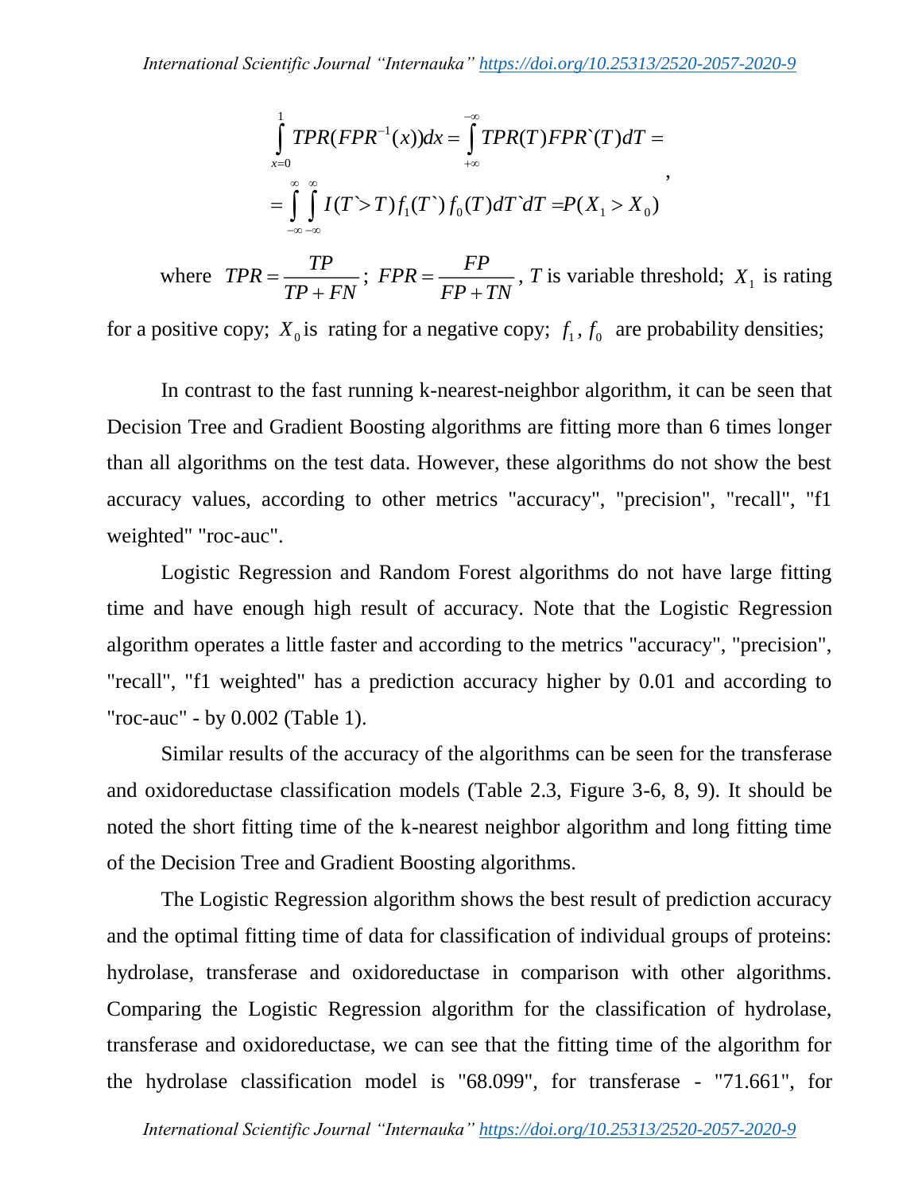$$\int_{x=0}^{1} TPR(FPR^{-1}(x))dx = \int_{+\infty}^{-\infty} TPR(T)FPR`(T)dT = \\ = \int_{-\infty}^{\infty}\int_{-\infty}^{\infty} I(T`>T)f_1(T`)f_0(T)dT`dT = P(X_1 > X_0),$$

where $TPR = \frac{TP}{TP+FN}$; $FPR = \frac{FP}{FP+TN}$, $T$ is variable threshold; $X_1$ is rating for a positive copy; $X_0$ is rating for a negative copy; $f_1$, $f_0$ are probability densities;

In contrast to the fast running k-nearest-neighbor algorithm, it can be seen that Decision Tree and Gradient Boosting algorithms are fitting more than 6 times longer than all algorithms on the test data. However, these algorithms do not show the best accuracy values, according to other metrics "accuracy", "precision", "recall", "f1 weighted" "roc-auc".

Logistic Regression and Random Forest algorithms do not have large fitting time and have enough high result of accuracy. Note that the Logistic Regression algorithm operates a little faster and according to the metrics "accuracy", "precision", "recall", "f1 weighted" has a prediction accuracy higher by 0.01 and according to "roc-auc" - by 0.002 (Table 1).

Similar results of the accuracy of the algorithms can be seen for the transferase and oxidoreductase classification models (Table 2.3, Figure 3-6, 8, 9). It should be noted the short fitting time of the k-nearest neighbor algorithm and long fitting time of the Decision Tree and Gradient Boosting algorithms.

The Logistic Regression algorithm shows the best result of prediction accuracy and the optimal fitting time of data for classification of individual groups of proteins: hydrolase, transferase and oxidoreductase in comparison with other algorithms. Comparing the Logistic Regression algorithm for the classification of hydrolase, transferase and oxidoreductase, we can see that the fitting time of the algorithm for the hydrolase classification model is "68.099", for transferase - "71.661", for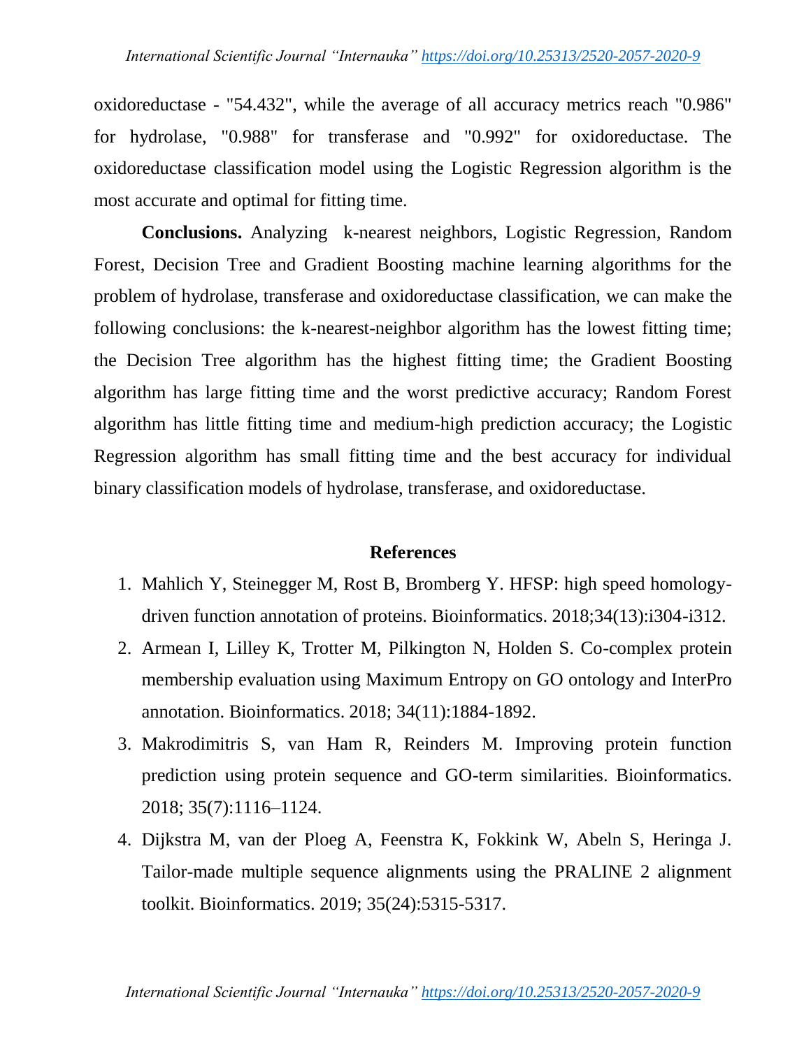oxidoreductase - "54.432", while the average of all accuracy metrics reach "0.986" for hydrolase, "0.988" for transferase and "0.992" for oxidoreductase. The oxidoreductase classification model using the Logistic Regression algorithm is the most accurate and optimal for fitting time.

**Conclusions.** Analyzing k-nearest neighbors, Logistic Regression, Random Forest, Decision Tree and Gradient Boosting machine learning algorithms for the problem of hydrolase, transferase and oxidoreductase classification, we can make the following conclusions: the k-nearest-neighbor algorithm has the lowest fitting time; the Decision Tree algorithm has the highest fitting time; the Gradient Boosting algorithm has large fitting time and the worst predictive accuracy; Random Forest algorithm has little fitting time and medium-high prediction accuracy; the Logistic Regression algorithm has small fitting time and the best accuracy for individual binary classification models of hydrolase, transferase, and oxidoreductase.

## References

1. Mahlich Y, Steinegger M, Rost B, Bromberg Y. HFSP: high speed homology-driven function annotation of proteins. Bioinformatics. 2018;34(13):i304-i312.
2. Armean I, Lilley K, Trotter M, Pilkington N, Holden S. Co-complex protein membership evaluation using Maximum Entropy on GO ontology and InterPro annotation. Bioinformatics. 2018; 34(11):1884-1892.
3. Makrodimitris S, van Ham R, Reinders M. Improving protein function prediction using protein sequence and GO-term similarities. Bioinformatics. 2018; 35(7):1116–1124.
4. Dijkstra M, van der Ploeg A, Feenstra K, Fokkink W, Abeln S, Heringa J. Tailor-made multiple sequence alignments using the PRALINE 2 alignment toolkit. Bioinformatics. 2019; 35(24):5315-5317.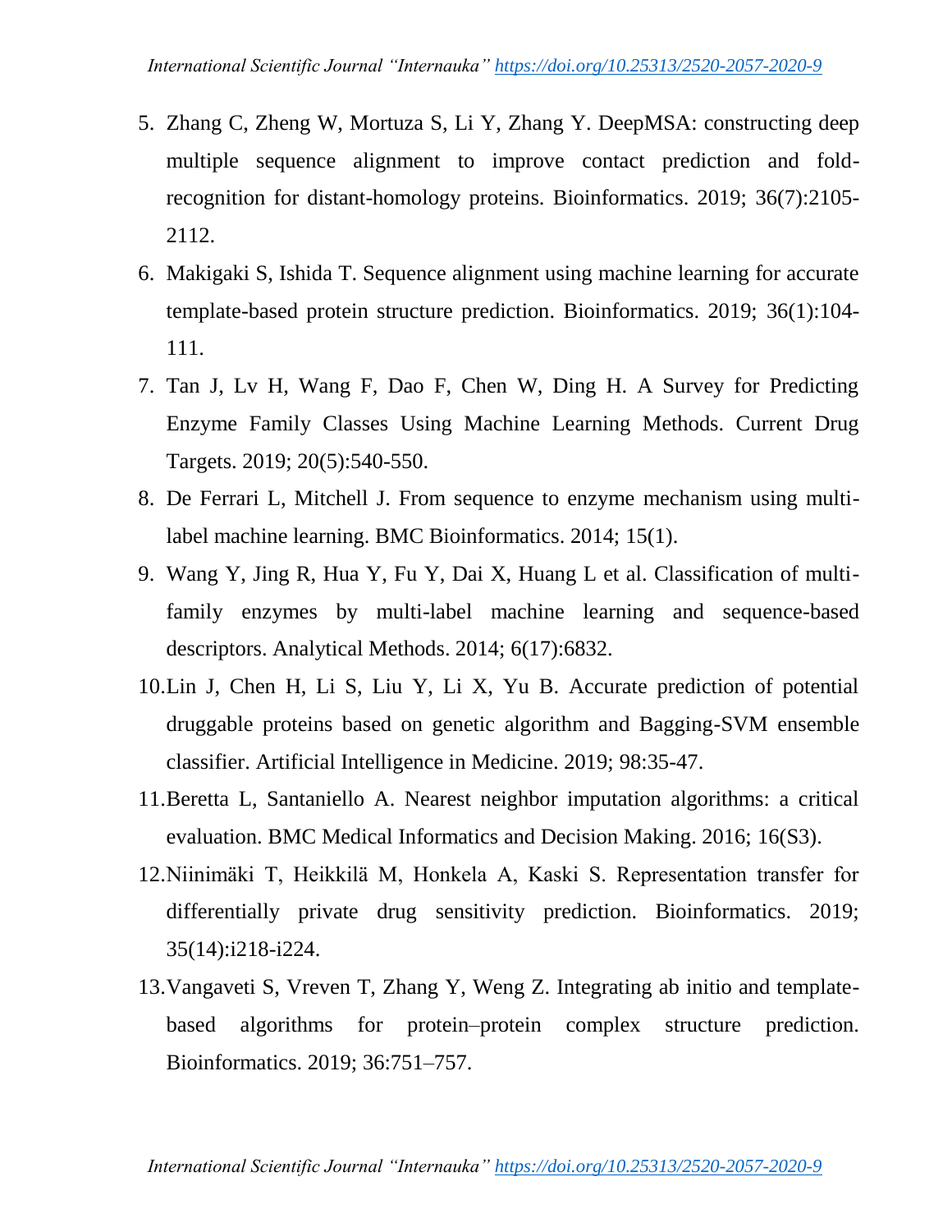5. Zhang C, Zheng W, Mortuza S, Li Y, Zhang Y. DeepMSA: constructing deep multiple sequence alignment to improve contact prediction and fold-recognition for distant-homology proteins. Bioinformatics. 2019; 36(7):2105-2112.
6. Makigaki S, Ishida T. Sequence alignment using machine learning for accurate template-based protein structure prediction. Bioinformatics. 2019; 36(1):104-111.
7. Tan J, Lv H, Wang F, Dao F, Chen W, Ding H. A Survey for Predicting Enzyme Family Classes Using Machine Learning Methods. Current Drug Targets. 2019; 20(5):540-550.
8. De Ferrari L, Mitchell J. From sequence to enzyme mechanism using multi-label machine learning. BMC Bioinformatics. 2014; 15(1).
9. Wang Y, Jing R, Hua Y, Fu Y, Dai X, Huang L et al. Classification of multi-family enzymes by multi-label machine learning and sequence-based descriptors. Analytical Methods. 2014; 6(17):6832.
10. Lin J, Chen H, Li S, Liu Y, Li X, Yu B. Accurate prediction of potential druggable proteins based on genetic algorithm and Bagging-SVM ensemble classifier. Artificial Intelligence in Medicine. 2019; 98:35-47.
11. Beretta L, Santaniello A. Nearest neighbor imputation algorithms: a critical evaluation. BMC Medical Informatics and Decision Making. 2016; 16(S3).
12. Niinimäki T, Heikkilä M, Honkela A, Kaski S. Representation transfer for differentially private drug sensitivity prediction. Bioinformatics. 2019; 35(14):i218-i224.
13. Vangaveti S, Vreven T, Zhang Y, Weng Z. Integrating ab initio and template-based algorithms for protein–protein complex structure prediction. Bioinformatics. 2019; 36:751–757.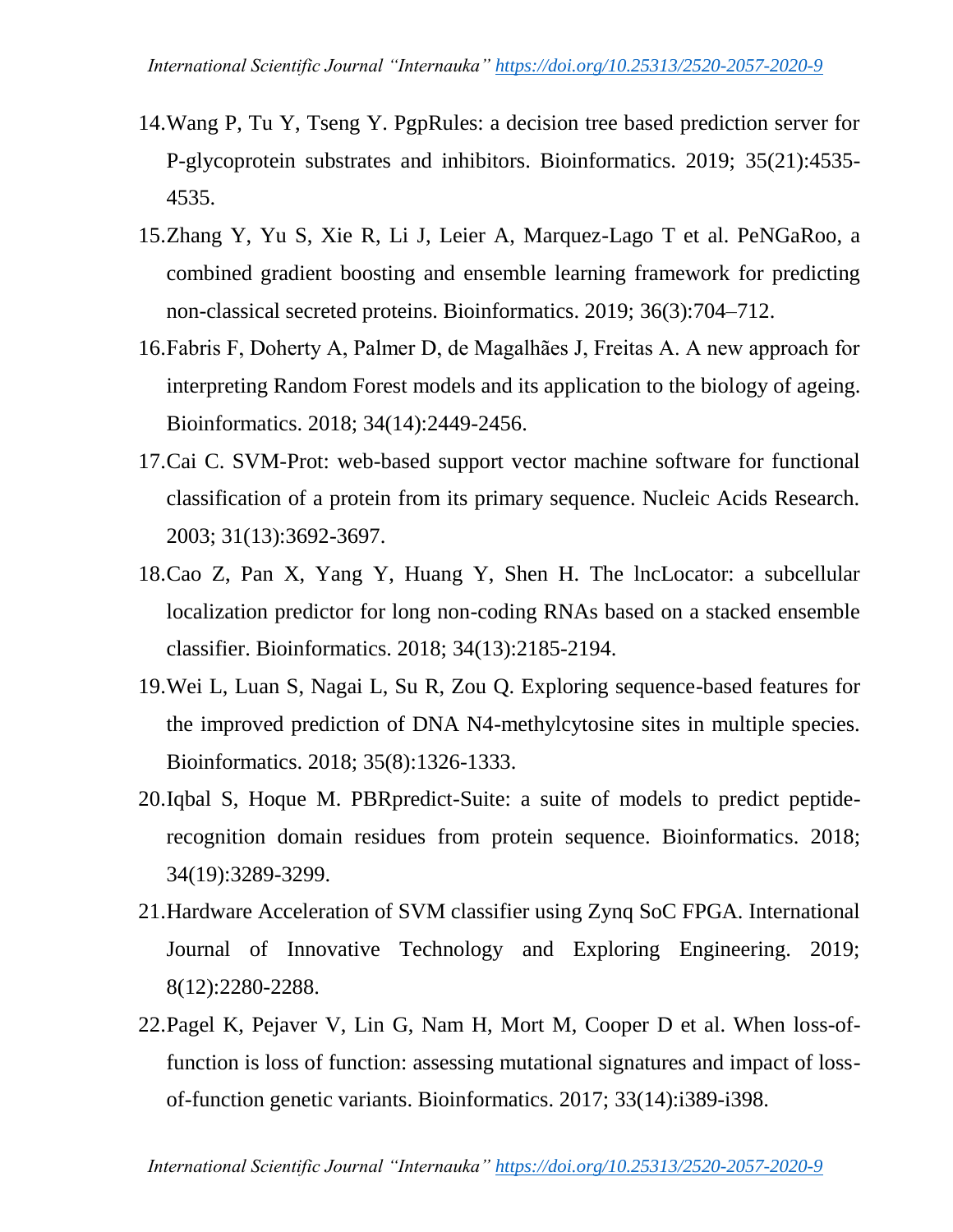14. Wang P, Tu Y, Tseng Y. PgpRules: a decision tree based prediction server for P-glycoprotein substrates and inhibitors. Bioinformatics. 2019; 35(21):4535-4535.
15. Zhang Y, Yu S, Xie R, Li J, Leier A, Marquez-Lago T et al. PeNGaRoo, a combined gradient boosting and ensemble learning framework for predicting non-classical secreted proteins. Bioinformatics. 2019; 36(3):704–712.
16. Fabris F, Doherty A, Palmer D, de Magalhães J, Freitas A. A new approach for interpreting Random Forest models and its application to the biology of ageing. Bioinformatics. 2018; 34(14):2449-2456.
17. Cai C. SVM-Prot: web-based support vector machine software for functional classification of a protein from its primary sequence. Nucleic Acids Research. 2003; 31(13):3692-3697.
18. Cao Z, Pan X, Yang Y, Huang Y, Shen H. The lncLocator: a subcellular localization predictor for long non-coding RNAs based on a stacked ensemble classifier. Bioinformatics. 2018; 34(13):2185-2194.
19. Wei L, Luan S, Nagai L, Su R, Zou Q. Exploring sequence-based features for the improved prediction of DNA N4-methylcytosine sites in multiple species. Bioinformatics. 2018; 35(8):1326-1333.
20. Iqbal S, Hoque M. PBRpredict-Suite: a suite of models to predict peptide-recognition domain residues from protein sequence. Bioinformatics. 2018; 34(19):3289-3299.
21. Hardware Acceleration of SVM classifier using Zynq SoC FPGA. International Journal of Innovative Technology and Exploring Engineering. 2019; 8(12):2280-2288.
22. Pagel K, Pejaver V, Lin G, Nam H, Mort M, Cooper D et al. When loss-of-function is loss of function: assessing mutational signatures and impact of loss-of-function genetic variants. Bioinformatics. 2017; 33(14):i389-i398.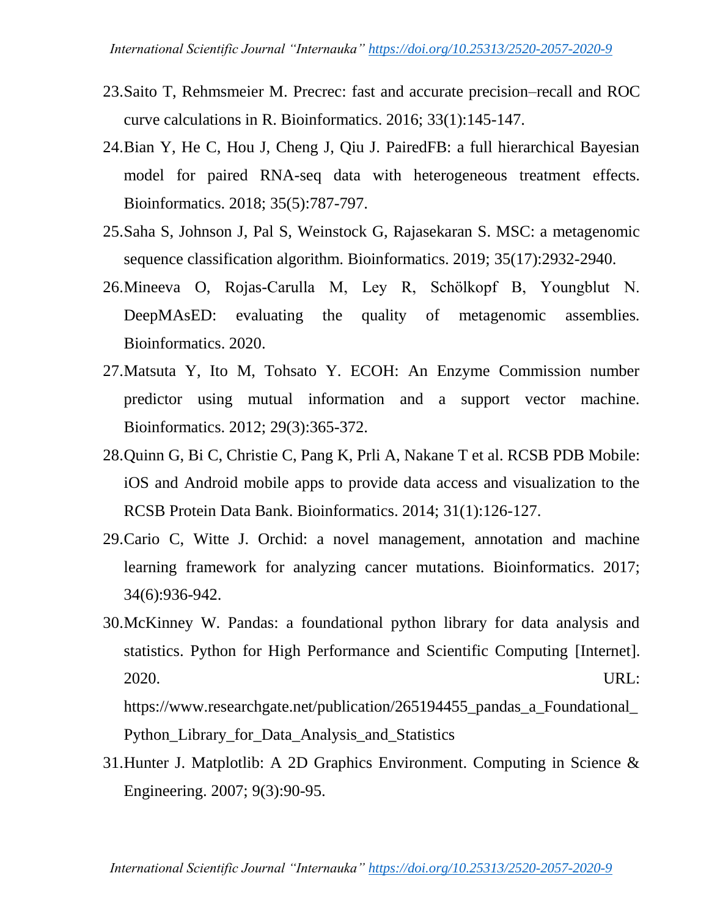23. Saito T, Rehmsmeier M. Precrec: fast and accurate precision–recall and ROC curve calculations in R. Bioinformatics. 2016; 33(1):145-147.
24. Bian Y, He C, Hou J, Cheng J, Qiu J. PairedFB: a full hierarchical Bayesian model for paired RNA-seq data with heterogeneous treatment effects. Bioinformatics. 2018; 35(5):787-797.
25. Saha S, Johnson J, Pal S, Weinstock G, Rajasekaran S. MSC: a metagenomic sequence classification algorithm. Bioinformatics. 2019; 35(17):2932-2940.
26. Mineeva O, Rojas-Carulla M, Ley R, Schölkopf B, Youngblut N. DeepMAsED: evaluating the quality of metagenomic assemblies. Bioinformatics. 2020.
27. Matsuta Y, Ito M, Tohsato Y. ECOH: An Enzyme Commission number predictor using mutual information and a support vector machine. Bioinformatics. 2012; 29(3):365-372.
28. Quinn G, Bi C, Christie C, Pang K, Prli A, Nakane T et al. RCSB PDB Mobile: iOS and Android mobile apps to provide data access and visualization to the RCSB Protein Data Bank. Bioinformatics. 2014; 31(1):126-127.
29. Cario C, Witte J. Orchid: a novel management, annotation and machine learning framework for analyzing cancer mutations. Bioinformatics. 2017; 34(6):936-942.
30. McKinney W. Pandas: a foundational python library for data analysis and statistics. Python for High Performance and Scientific Computing [Internet]. 2020. URL: https://www.researchgate.net/publication/265194455_pandas_a_Foundational_Python_Library_for_Data_Analysis_and_Statistics
31. Hunter J. Matplotlib: A 2D Graphics Environment. Computing in Science & Engineering. 2007; 9(3):90-95.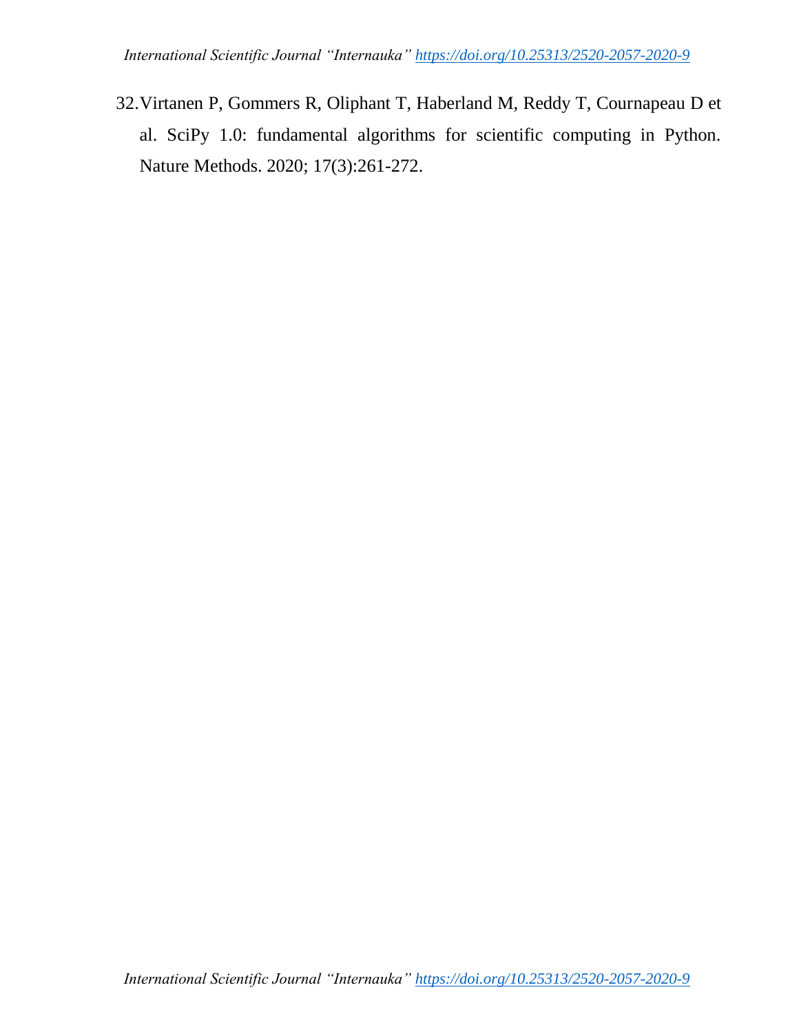32. Virtanen P, Gommers R, Oliphant T, Haberland M, Reddy T, Cournapeau D et al. SciPy 1.0: fundamental algorithms for scientific computing in Python. Nature Methods. 2020; 17(3):261-272.